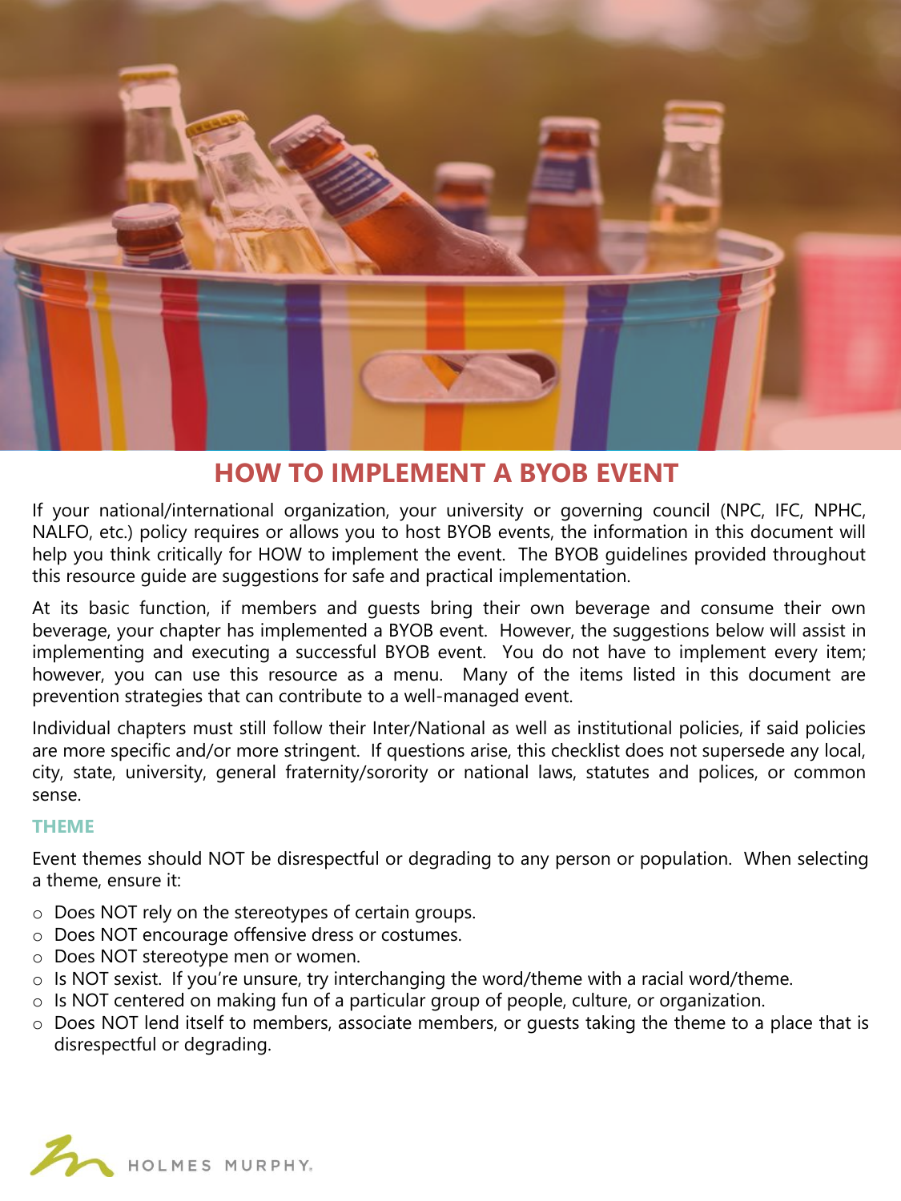# HOW TO IMPLEMENT A BYOB EVENT

If your national/international organization, your university or governing council (NPC, IFC, NPHC, NALFO, etc.) policy requires or allows you to host BYOB events, the information in this document will help you think critically for HOW to implement the event. The BYOB guidelines provided throughout this resource guide are suggestions for safe and practical implementation.

At its basic function, if members and guests bring their own beverage and consume their own beverage, your chapter has implemented a BYOB event. However, the suggestions below will assist in implementing and executing a successful BYOB event. You do not have to implement every item; however, you can use this resource as a menu. Many of the items listed in this document are prevention strategies that can contribute to a well-managed event.

Individual chapters must still follow their Inter/National as well as institutional policies, if said policies are more specific and/or more stringent. If questions arise, this checklist does not supersede any local, city, state, university, general fraternity/sorority or national laws, statutes and polices, or common sense.

## THEME

Event themes should NOT be disrespectful or degrading to any person or population. When selecting a theme, ensure it:

- Does NOT rely on the stereotypes of certain groups.
- Does NOT encourage offensive dress or costumes.
- Does NOT stereotype men or women.
- Is NOT sexist. If you're unsure, try interchanging the word/theme with a racial word/theme.
- Is NOT centered on making fun of a particular group of people, culture, or organization.
- Does NOT lend itself to members, associate members, or guests taking the theme to a place that is disrespectful or degrading.

HOLMES MURPHY.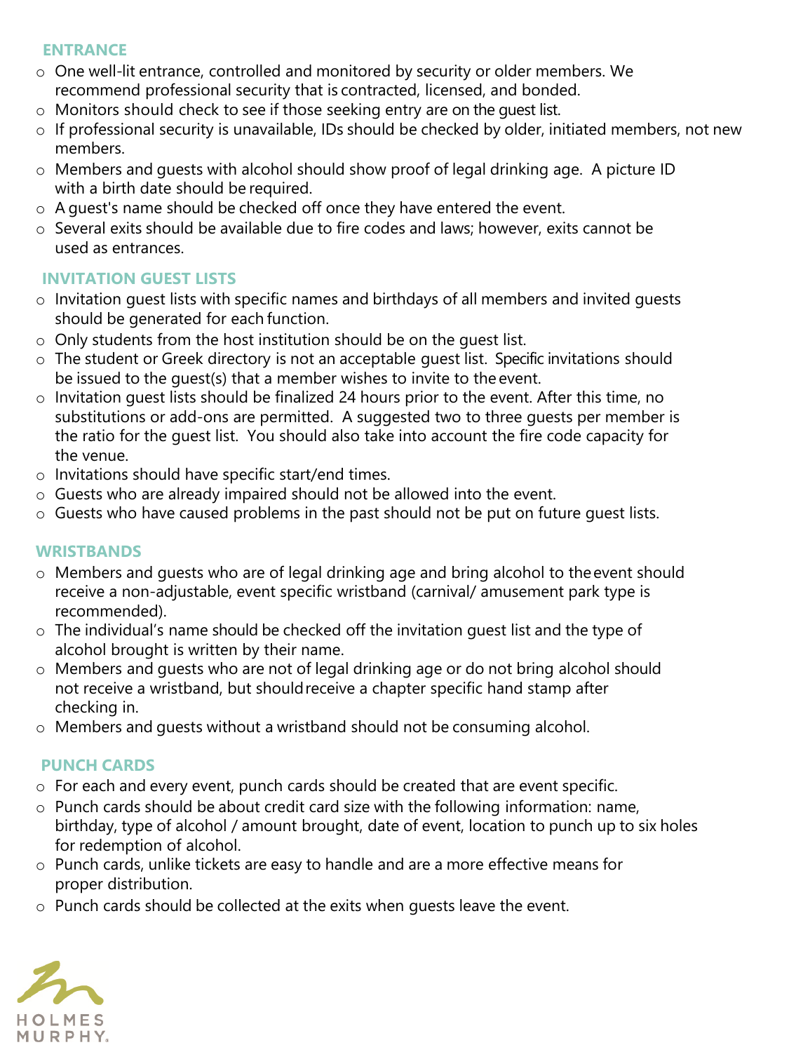## ENTRANCE

- One well-lit entrance, controlled and monitored by security or older members. We recommend professional security that is contracted, licensed, and bonded.
- Monitors should check to see if those seeking entry are on the guest list.
- If professional security is unavailable, IDs should be checked by older, initiated members, not new members.
- Members and guests with alcohol should show proof of legal drinking age. A picture ID with a birth date should be required.
- A guest's name should be checked off once they have entered the event.
- Several exits should be available due to fire codes and laws; however, exits cannot be used as entrances.

## INVITATION GUEST LISTS

- Invitation guest lists with specific names and birthdays of all members and invited guests should be generated for each function.
- Only students from the host institution should be on the guest list.
- The student or Greek directory is not an acceptable guest list. Specific invitations should be issued to the guest(s) that a member wishes to invite to the event.
- Invitation guest lists should be finalized 24 hours prior to the event. After this time, no substitutions or add-ons are permitted. A suggested two to three guests per member is the ratio for the guest list. You should also take into account the fire code capacity for the venue.
- Invitations should have specific start/end times.
- Guests who are already impaired should not be allowed into the event.
- Guests who have caused problems in the past should not be put on future guest lists.

## WRISTBANDS

- Members and guests who are of legal drinking age and bring alcohol to the event should receive a non-adjustable, event specific wristband (carnival/ amusement park type is recommended).
- The individual's name should be checked off the invitation guest list and the type of alcohol brought is written by their name.
- Members and guests who are not of legal drinking age or do not bring alcohol should not receive a wristband, but should receive a chapter specific hand stamp after checking in.
- Members and guests without a wristband should not be consuming alcohol.

## PUNCH CARDS

- For each and every event, punch cards should be created that are event specific.
- Punch cards should be about credit card size with the following information: name, birthday, type of alcohol / amount brought, date of event, location to punch up to six holes for redemption of alcohol.
- Punch cards, unlike tickets are easy to handle and are a more effective means for proper distribution.
- Punch cards should be collected at the exits when guests leave the event.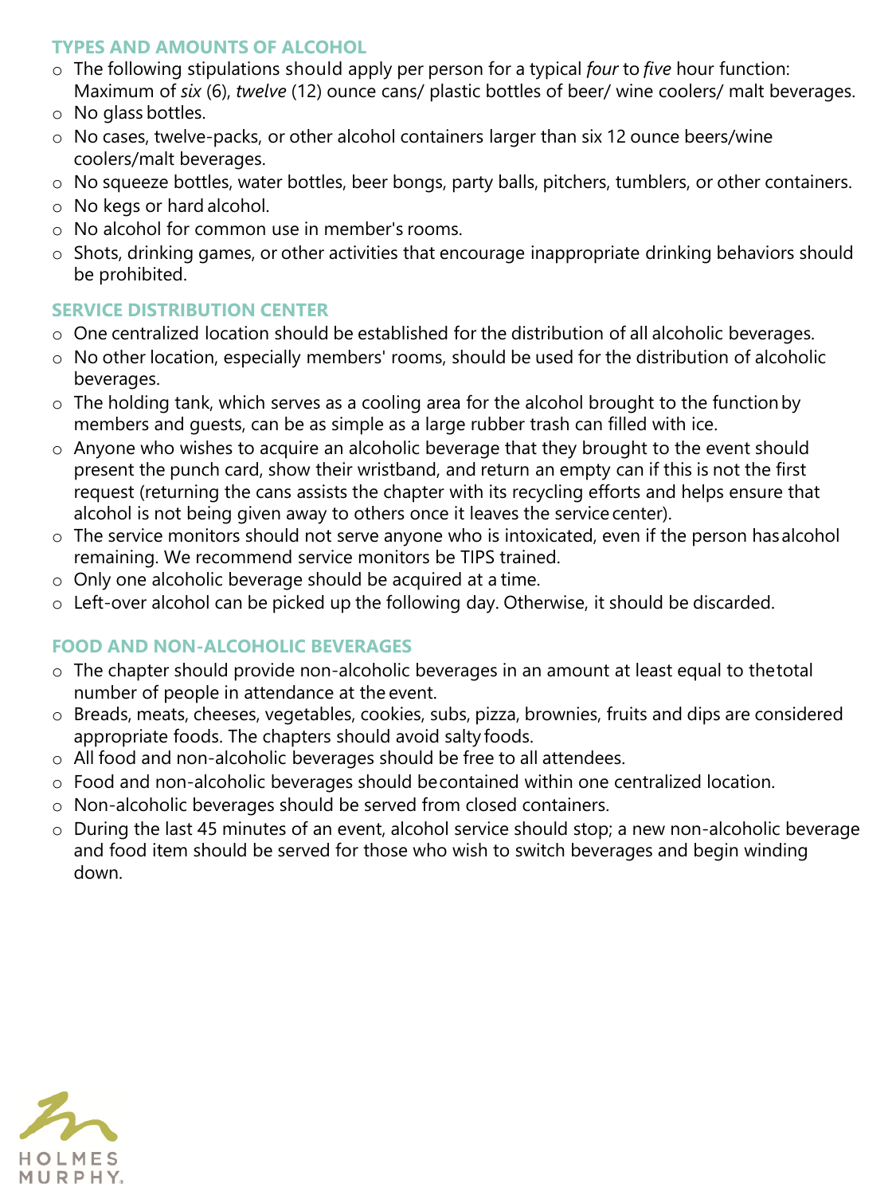## TYPES AND AMOUNTS OF ALCOHOL

- The following stipulations should apply per person for a typical *four* to *five* hour function: Maximum of *six* (6), *twelve* (12) ounce cans/ plastic bottles of beer/ wine coolers/ malt beverages.
- No glass bottles.
- No cases, twelve-packs, or other alcohol containers larger than six 12 ounce beers/wine coolers/malt beverages.
- No squeeze bottles, water bottles, beer bongs, party balls, pitchers, tumblers, or other containers.
- No kegs or hard alcohol.
- No alcohol for common use in member's rooms.
- Shots, drinking games, or other activities that encourage inappropriate drinking behaviors should be prohibited.

## SERVICE DISTRIBUTION CENTER

- One centralized location should be established for the distribution of all alcoholic beverages.
- No other location, especially members' rooms, should be used for the distribution of alcoholic beverages.
- The holding tank, which serves as a cooling area for the alcohol brought to the function by members and guests, can be as simple as a large rubber trash can filled with ice.
- Anyone who wishes to acquire an alcoholic beverage that they brought to the event should present the punch card, show their wristband, and return an empty can if this is not the first request (returning the cans assists the chapter with its recycling efforts and helps ensure that alcohol is not being given away to others once it leaves the service center).
- The service monitors should not serve anyone who is intoxicated, even if the person has alcohol remaining. We recommend service monitors be TIPS trained.
- Only one alcoholic beverage should be acquired at a time.
- Left-over alcohol can be picked up the following day. Otherwise, it should be discarded.

## FOOD AND NON-ALCOHOLIC BEVERAGES

- The chapter should provide non-alcoholic beverages in an amount at least equal to the total number of people in attendance at the event.
- Breads, meats, cheeses, vegetables, cookies, subs, pizza, brownies, fruits and dips are considered appropriate foods. The chapters should avoid salty foods.
- All food and non-alcoholic beverages should be free to all attendees.
- Food and non-alcoholic beverages should be contained within one centralized location.
- Non-alcoholic beverages should be served from closed containers.
- During the last 45 minutes of an event, alcohol service should stop; a new non-alcoholic beverage and food item should be served for those who wish to switch beverages and begin winding down.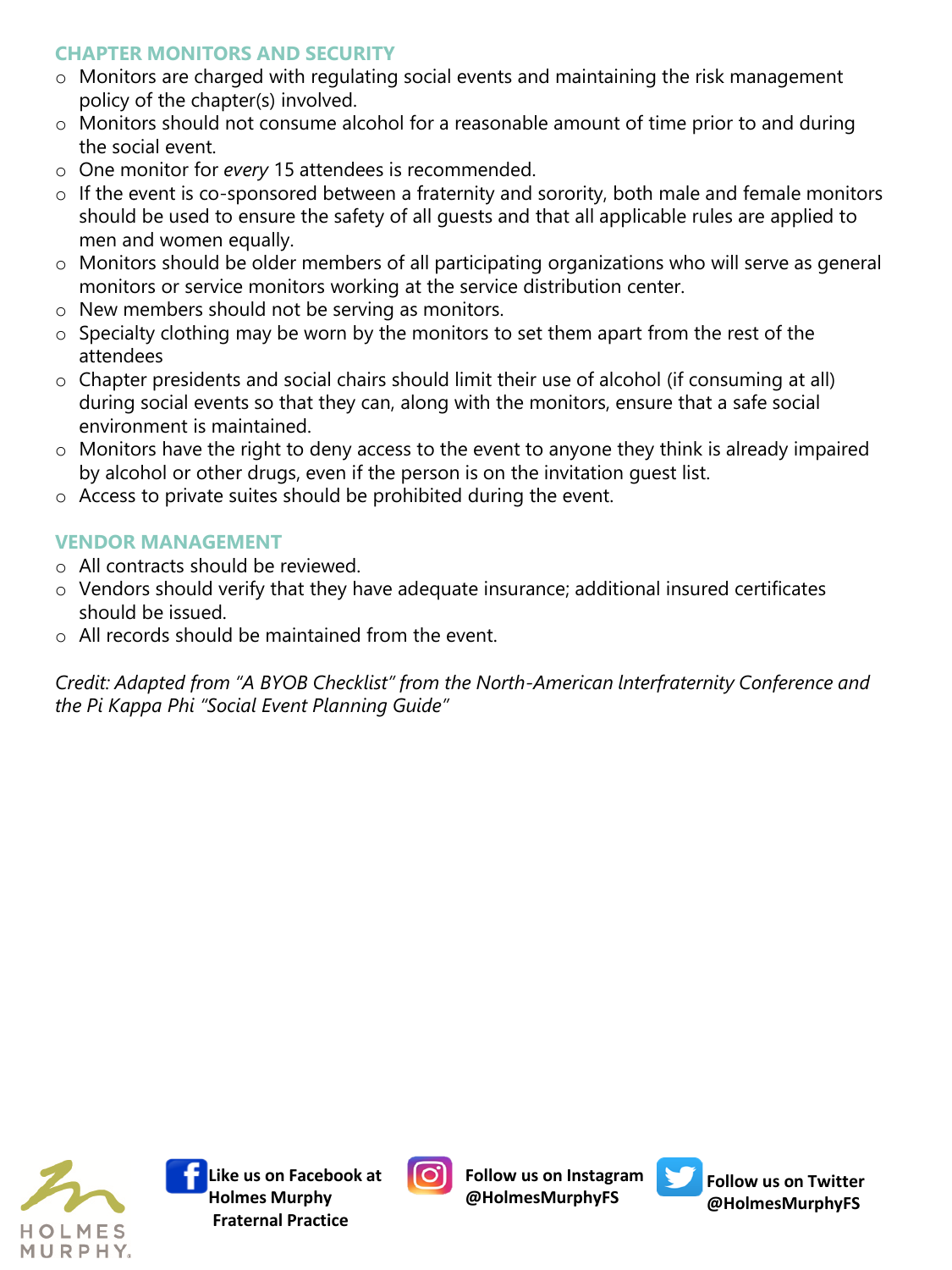## CHAPTER MONITORS AND SECURITY

- Monitors are charged with regulating social events and maintaining the risk management policy of the chapter(s) involved.
- Monitors should not consume alcohol for a reasonable amount of time prior to and during the social event.
- One monitor for *every* 15 attendees is recommended.
- If the event is co-sponsored between a fraternity and sorority, both male and female monitors should be used to ensure the safety of all guests and that all applicable rules are applied to men and women equally.
- Monitors should be older members of all participating organizations who will serve as general monitors or service monitors working at the service distribution center.
- New members should not be serving as monitors.
- Specialty clothing may be worn by the monitors to set them apart from the rest of the attendees
- Chapter presidents and social chairs should limit their use of alcohol (if consuming at all) during social events so that they can, along with the monitors, ensure that a safe social environment is maintained.
- Monitors have the right to deny access to the event to anyone they think is already impaired by alcohol or other drugs, even if the person is on the invitation guest list.
- Access to private suites should be prohibited during the event.

## VENDOR MANAGEMENT

- All contracts should be reviewed.
- Vendors should verify that they have adequate insurance; additional insured certificates should be issued.
- All records should be maintained from the event.

*Credit: Adapted from "A BYOB Checklist" from the North-American Interfraternity Conference and the Pi Kappa Phi "Social Event Planning Guide"*

HOLMES MURPHY

**Like us on Facebook at Holmes Murphy Fraternal Practice**

**Follow us on Instagram @HolmesMurphyFS**

**Follow us on Twitter @HolmesMurphyFS**